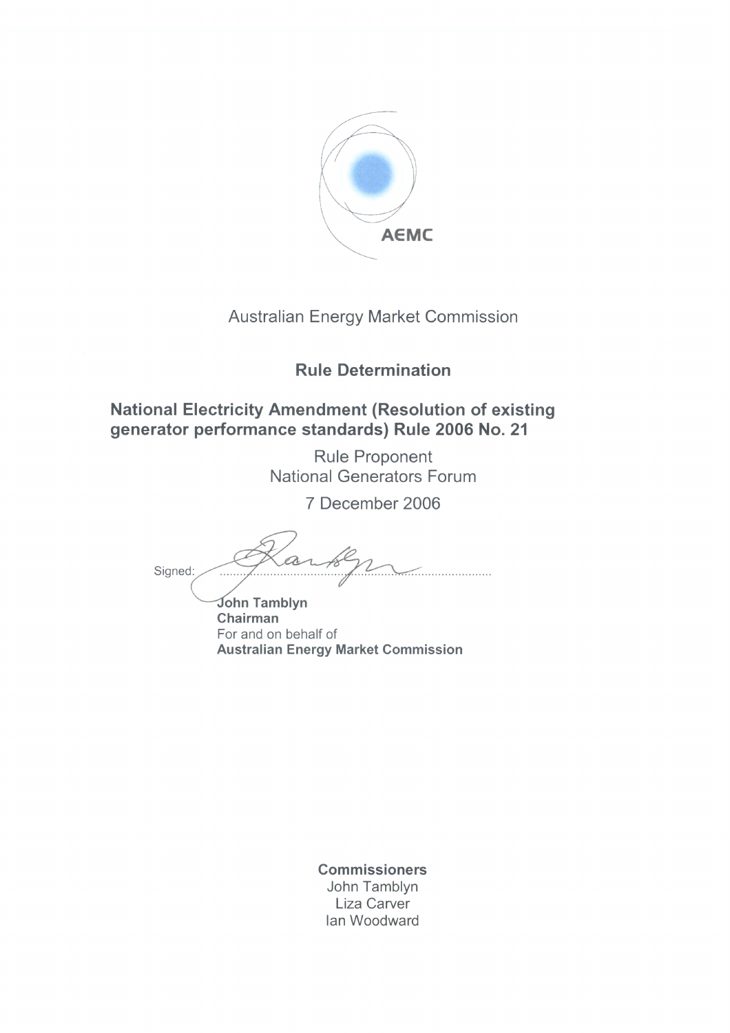AEMC

Australian Energy Market Commission

# Rule Determination

## National Electricity Amendment (Resolution of existing generator performance standards) Rule 2006 No. 21

Rule Proponent
National Generators Forum

7 December 2006

Signed: ..........................................................................................

**John Tamblyn**
**Chairman**
For and on behalf of
**Australian Energy Market Commission**

**Commissioners**
John Tamblyn
Liza Carver
Ian Woodward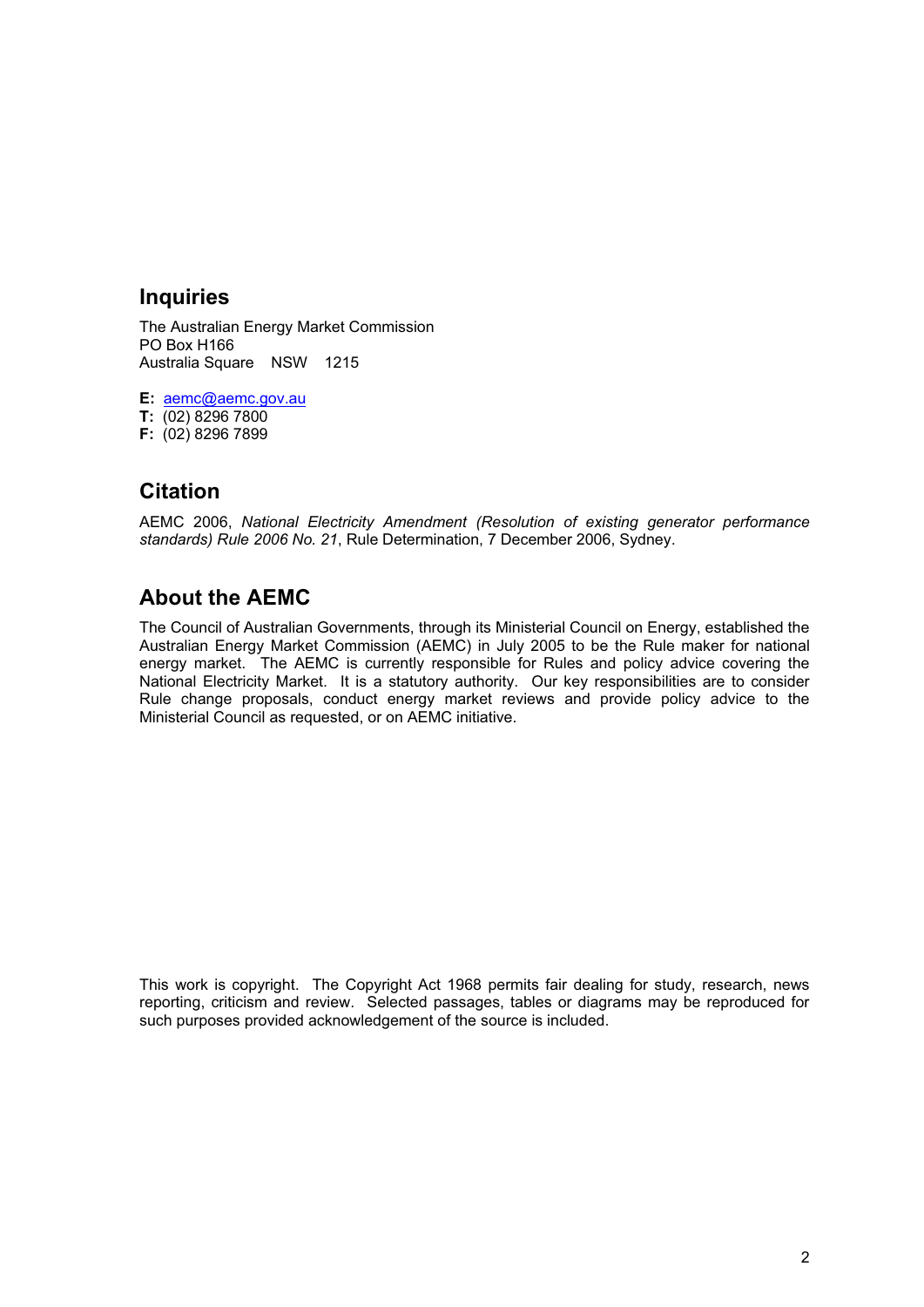## Inquiries

The Australian Energy Market Commission
PO Box H166
Australia Square NSW 1215

**E:** aemc@aemc.gov.au
**T:** (02) 8296 7800
**F:** (02) 8296 7899

## Citation

AEMC 2006, *National Electricity Amendment (Resolution of existing generator performance standards) Rule 2006 No. 21*, Rule Determination, 7 December 2006, Sydney.

## About the AEMC

The Council of Australian Governments, through its Ministerial Council on Energy, established the Australian Energy Market Commission (AEMC) in July 2005 to be the Rule maker for national energy market. The AEMC is currently responsible for Rules and policy advice covering the National Electricity Market. It is a statutory authority. Our key responsibilities are to consider Rule change proposals, conduct energy market reviews and provide policy advice to the Ministerial Council as requested, or on AEMC initiative.

This work is copyright. The Copyright Act 1968 permits fair dealing for study, research, news reporting, criticism and review. Selected passages, tables or diagrams may be reproduced for such purposes provided acknowledgement of the source is included.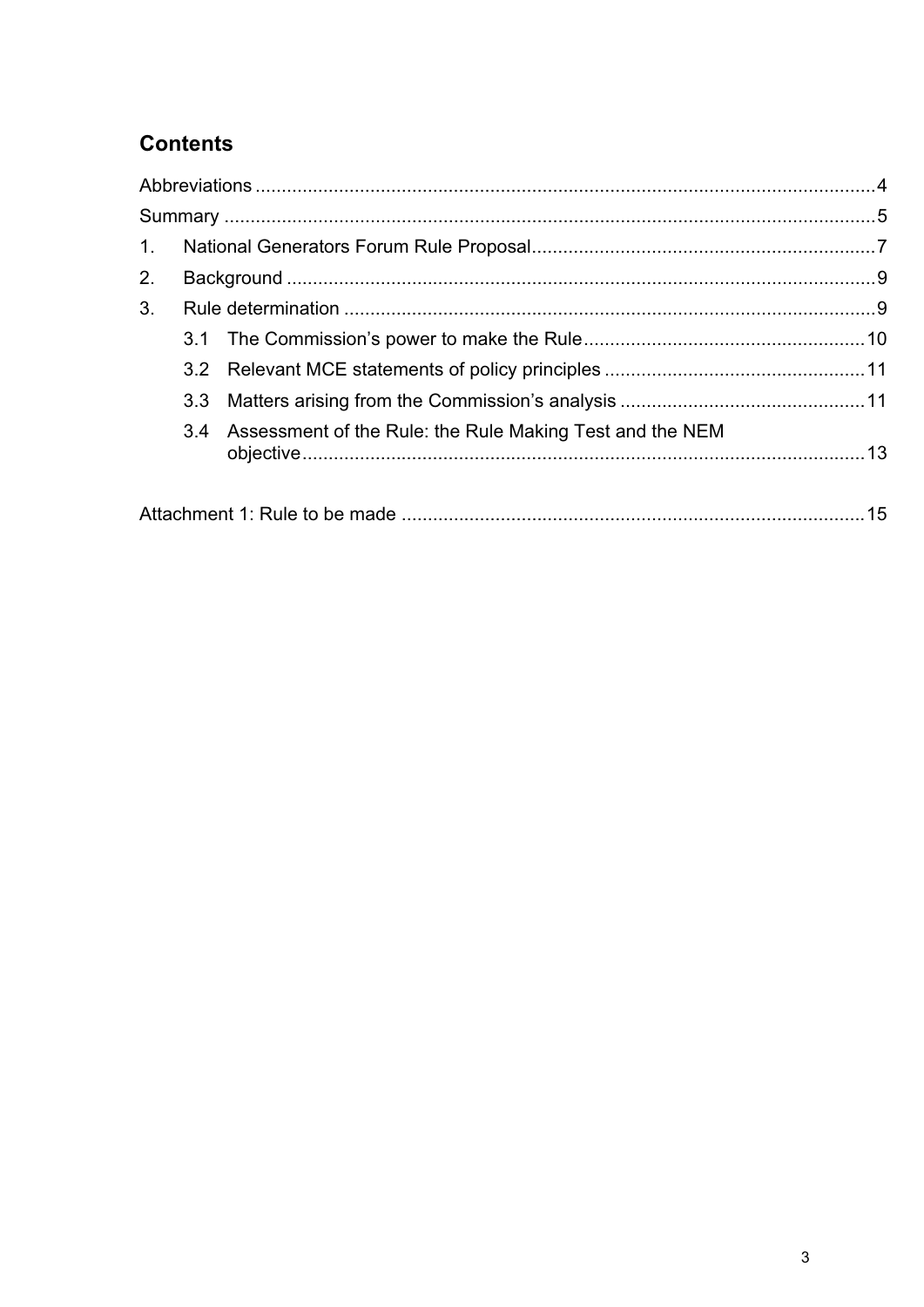## Contents

Abbreviations .......................................................................................................................4

Summary ............................................................................................................................5

1. National Generators Forum Rule Proposal..................................................................7

2. Background ..................................................................................................................9

3. Rule determination .......................................................................................................9

   3.1 The Commission's power to make the Rule......................................................10

   3.2 Relevant MCE statements of policy principles ..................................................11

   3.3 Matters arising from the Commission's analysis ...............................................11

   3.4 Assessment of the Rule: the Rule Making Test and the NEM objective............................................................................................................13

Attachment 1: Rule to be made .........................................................................................15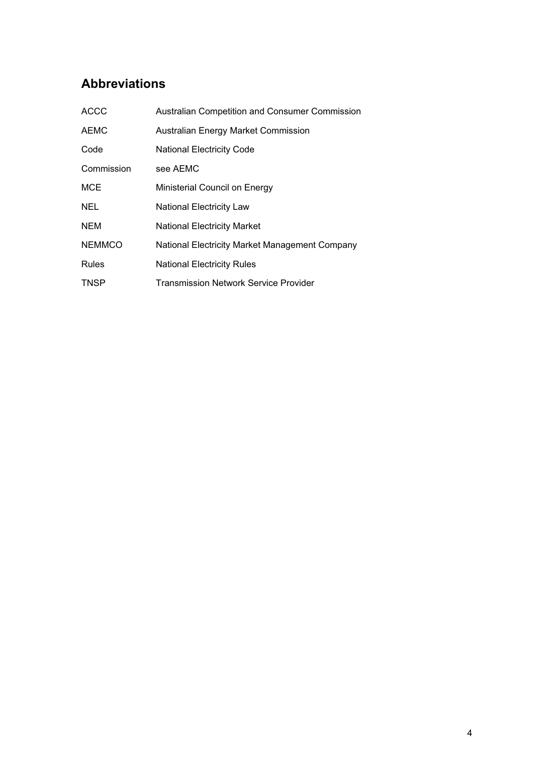## Abbreviations

| | |
|---|---|
| ACCC | Australian Competition and Consumer Commission |
| AEMC | Australian Energy Market Commission |
| Code | National Electricity Code |
| Commission | see AEMC |
| MCE | Ministerial Council on Energy |
| NEL | National Electricity Law |
| NEM | National Electricity Market |
| NEMMCO | National Electricity Market Management Company |
| Rules | National Electricity Rules |
| TNSP | Transmission Network Service Provider |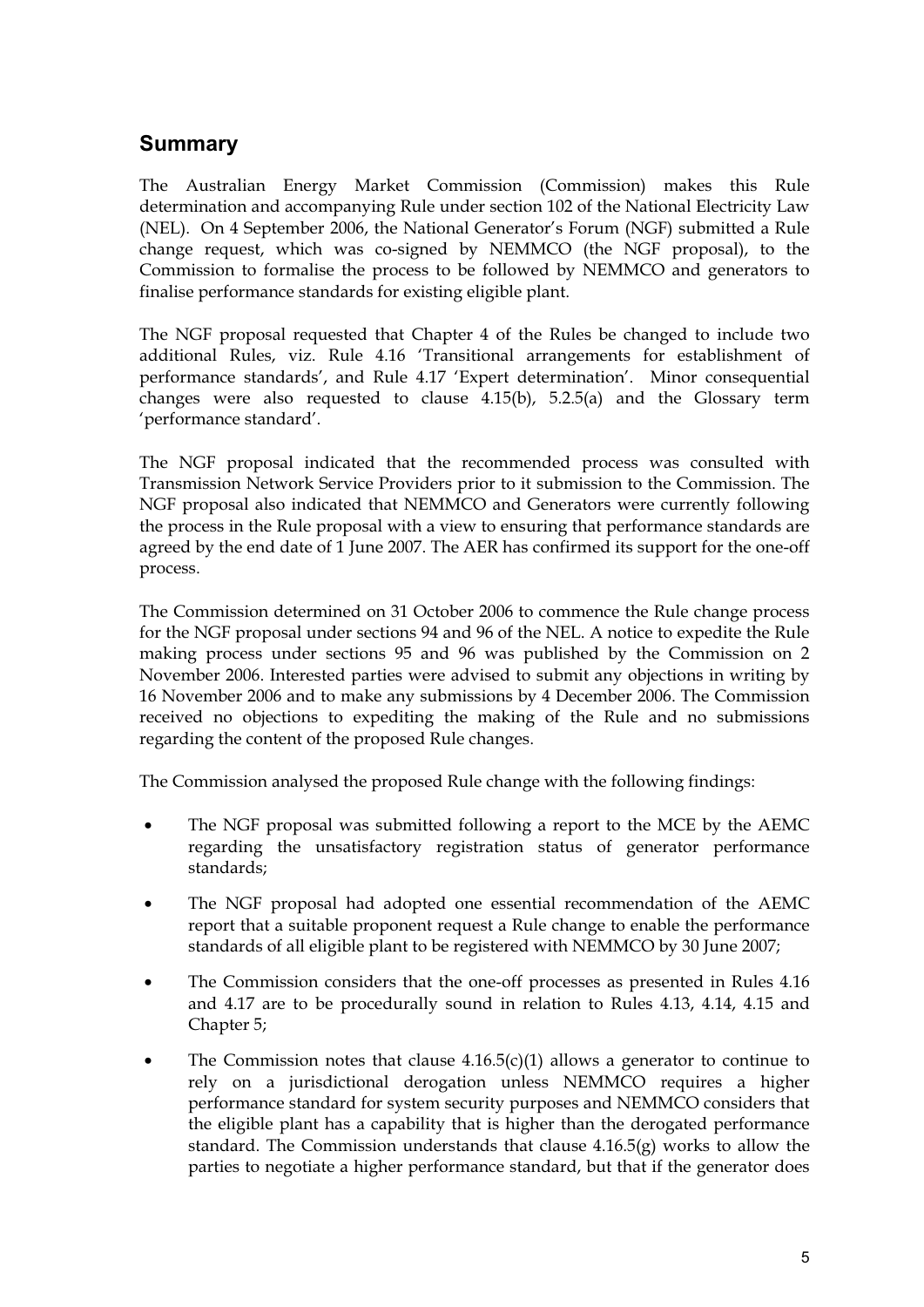## Summary

The Australian Energy Market Commission (Commission) makes this Rule determination and accompanying Rule under section 102 of the National Electricity Law (NEL). On 4 September 2006, the National Generator's Forum (NGF) submitted a Rule change request, which was co-signed by NEMMCO (the NGF proposal), to the Commission to formalise the process to be followed by NEMMCO and generators to finalise performance standards for existing eligible plant.

The NGF proposal requested that Chapter 4 of the Rules be changed to include two additional Rules, viz. Rule 4.16 'Transitional arrangements for establishment of performance standards', and Rule 4.17 'Expert determination'. Minor consequential changes were also requested to clause 4.15(b), 5.2.5(a) and the Glossary term 'performance standard'.

The NGF proposal indicated that the recommended process was consulted with Transmission Network Service Providers prior to it submission to the Commission. The NGF proposal also indicated that NEMMCO and Generators were currently following the process in the Rule proposal with a view to ensuring that performance standards are agreed by the end date of 1 June 2007. The AER has confirmed its support for the one-off process.

The Commission determined on 31 October 2006 to commence the Rule change process for the NGF proposal under sections 94 and 96 of the NEL. A notice to expedite the Rule making process under sections 95 and 96 was published by the Commission on 2 November 2006. Interested parties were advised to submit any objections in writing by 16 November 2006 and to make any submissions by 4 December 2006. The Commission received no objections to expediting the making of the Rule and no submissions regarding the content of the proposed Rule changes.

The Commission analysed the proposed Rule change with the following findings:

- The NGF proposal was submitted following a report to the MCE by the AEMC regarding the unsatisfactory registration status of generator performance standards;
- The NGF proposal had adopted one essential recommendation of the AEMC report that a suitable proponent request a Rule change to enable the performance standards of all eligible plant to be registered with NEMMCO by 30 June 2007;
- The Commission considers that the one-off processes as presented in Rules 4.16 and 4.17 are to be procedurally sound in relation to Rules 4.13, 4.14, 4.15 and Chapter 5;
- The Commission notes that clause 4.16.5(c)(1) allows a generator to continue to rely on a jurisdictional derogation unless NEMMCO requires a higher performance standard for system security purposes and NEMMCO considers that the eligible plant has a capability that is higher than the derogated performance standard. The Commission understands that clause 4.16.5(g) works to allow the parties to negotiate a higher performance standard, but that if the generator does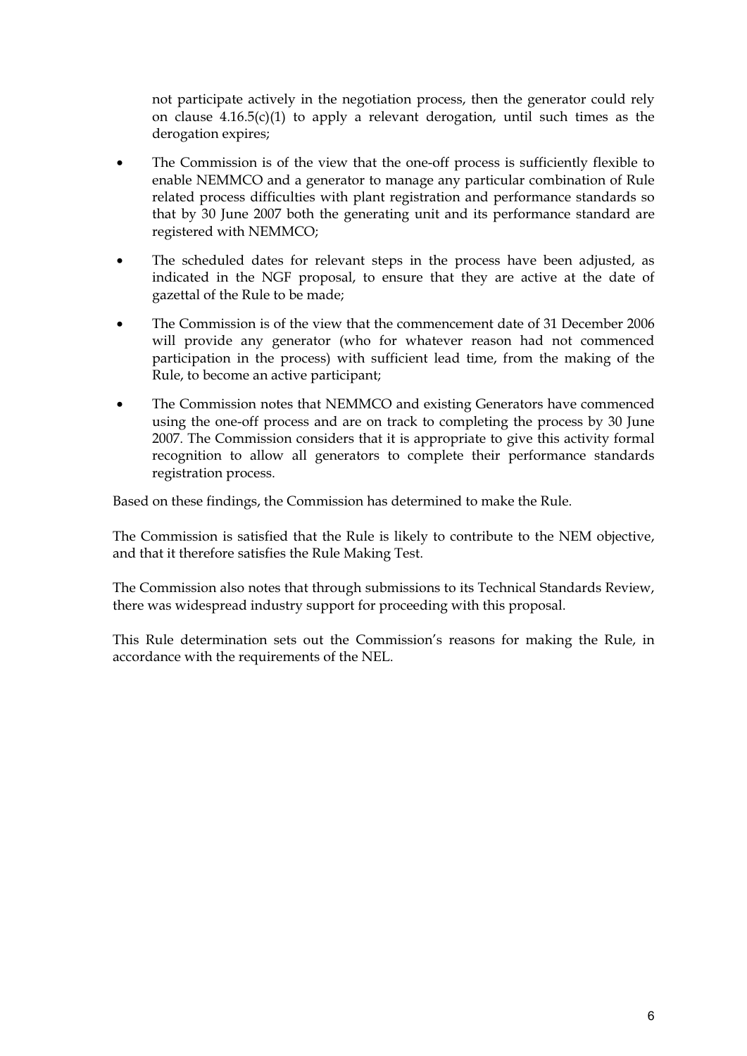not participate actively in the negotiation process, then the generator could rely on clause 4.16.5(c)(1) to apply a relevant derogation, until such times as the derogation expires;

- The Commission is of the view that the one-off process is sufficiently flexible to enable NEMMCO and a generator to manage any particular combination of Rule related process difficulties with plant registration and performance standards so that by 30 June 2007 both the generating unit and its performance standard are registered with NEMMCO;
- The scheduled dates for relevant steps in the process have been adjusted, as indicated in the NGF proposal, to ensure that they are active at the date of gazettal of the Rule to be made;
- The Commission is of the view that the commencement date of 31 December 2006 will provide any generator (who for whatever reason had not commenced participation in the process) with sufficient lead time, from the making of the Rule, to become an active participant;
- The Commission notes that NEMMCO and existing Generators have commenced using the one-off process and are on track to completing the process by 30 June 2007. The Commission considers that it is appropriate to give this activity formal recognition to allow all generators to complete their performance standards registration process.

Based on these findings, the Commission has determined to make the Rule.

The Commission is satisfied that the Rule is likely to contribute to the NEM objective, and that it therefore satisfies the Rule Making Test.

The Commission also notes that through submissions to its Technical Standards Review, there was widespread industry support for proceeding with this proposal.

This Rule determination sets out the Commission's reasons for making the Rule, in accordance with the requirements of the NEL.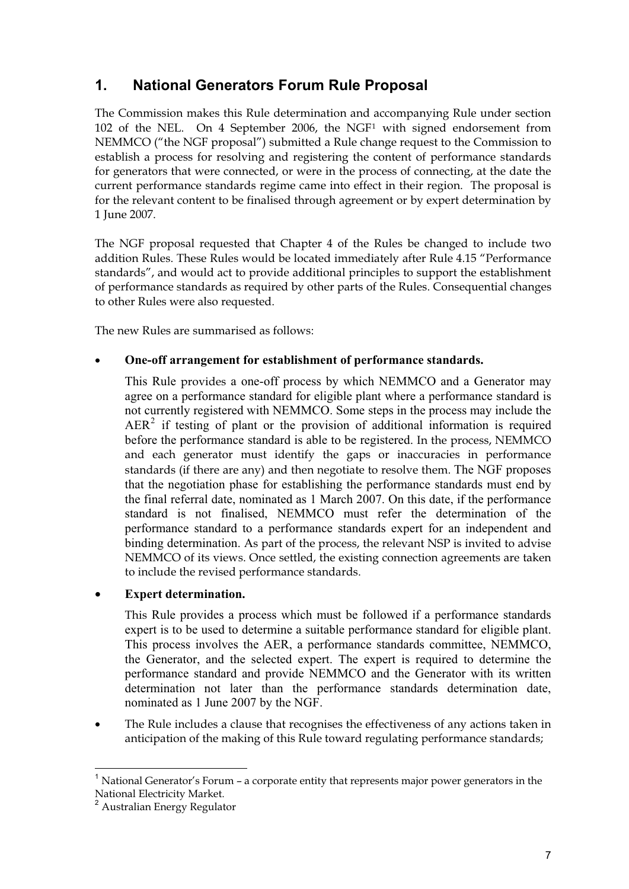## 1. National Generators Forum Rule Proposal

The Commission makes this Rule determination and accompanying Rule under section 102 of the NEL. On 4 September 2006, the NGF[1] with signed endorsement from NEMMCO ("the NGF proposal") submitted a Rule change request to the Commission to establish a process for resolving and registering the content of performance standards for generators that were connected, or were in the process of connecting, at the date the current performance standards regime came into effect in their region. The proposal is for the relevant content to be finalised through agreement or by expert determination by 1 June 2007.

The NGF proposal requested that Chapter 4 of the Rules be changed to include two addition Rules. These Rules would be located immediately after Rule 4.15 "Performance standards", and would act to provide additional principles to support the establishment of performance standards as required by other parts of the Rules. Consequential changes to other Rules were also requested.

The new Rules are summarised as follows:

- **One-off arrangement for establishment of performance standards.**

  This Rule provides a one-off process by which NEMMCO and a Generator may agree on a performance standard for eligible plant where a performance standard is not currently registered with NEMMCO. Some steps in the process may include the AER[2] if testing of plant or the provision of additional information is required before the performance standard is able to be registered. In the process, NEMMCO and each generator must identify the gaps or inaccuracies in performance standards (if there are any) and then negotiate to resolve them. The NGF proposes that the negotiation phase for establishing the performance standards must end by the final referral date, nominated as 1 March 2007. On this date, if the performance standard is not finalised, NEMMCO must refer the determination of the performance standard to a performance standards expert for an independent and binding determination. As part of the process, the relevant NSP is invited to advise NEMMCO of its views. Once settled, the existing connection agreements are taken to include the revised performance standards.

- **Expert determination.**

  This Rule provides a process which must be followed if a performance standards expert is to be used to determine a suitable performance standard for eligible plant. This process involves the AER, a performance standards committee, NEMMCO, the Generator, and the selected expert. The expert is required to determine the performance standard and provide NEMMCO and the Generator with its written determination not later than the performance standards determination date, nominated as 1 June 2007 by the NGF.

- The Rule includes a clause that recognises the effectiveness of any actions taken in anticipation of the making of this Rule toward regulating performance standards;

---

[1] National Generator's Forum – a corporate entity that represents major power generators in the National Electricity Market.

[2] Australian Energy Regulator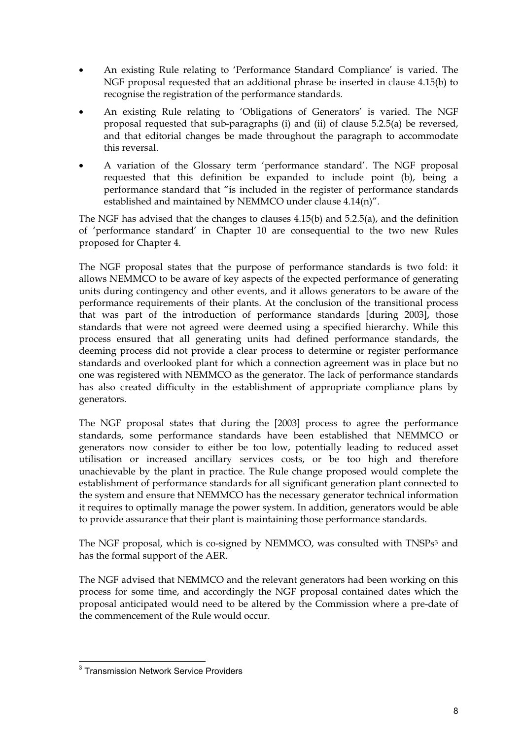- An existing Rule relating to 'Performance Standard Compliance' is varied. The NGF proposal requested that an additional phrase be inserted in clause 4.15(b) to recognise the registration of the performance standards.
- An existing Rule relating to 'Obligations of Generators' is varied. The NGF proposal requested that sub-paragraphs (i) and (ii) of clause 5.2.5(a) be reversed, and that editorial changes be made throughout the paragraph to accommodate this reversal.
- A variation of the Glossary term 'performance standard'. The NGF proposal requested that this definition be expanded to include point (b), being a performance standard that "is included in the register of performance standards established and maintained by NEMMCO under clause 4.14(n)".

The NGF has advised that the changes to clauses 4.15(b) and 5.2.5(a), and the definition of 'performance standard' in Chapter 10 are consequential to the two new Rules proposed for Chapter 4.

The NGF proposal states that the purpose of performance standards is two fold: it allows NEMMCO to be aware of key aspects of the expected performance of generating units during contingency and other events, and it allows generators to be aware of the performance requirements of their plants. At the conclusion of the transitional process that was part of the introduction of performance standards [during 2003], those standards that were not agreed were deemed using a specified hierarchy. While this process ensured that all generating units had defined performance standards, the deeming process did not provide a clear process to determine or register performance standards and overlooked plant for which a connection agreement was in place but no one was registered with NEMMCO as the generator. The lack of performance standards has also created difficulty in the establishment of appropriate compliance plans by generators.

The NGF proposal states that during the [2003] process to agree the performance standards, some performance standards have been established that NEMMCO or generators now consider to either be too low, potentially leading to reduced asset utilisation or increased ancillary services costs, or be too high and therefore unachievable by the plant in practice. The Rule change proposed would complete the establishment of performance standards for all significant generation plant connected to the system and ensure that NEMMCO has the necessary generator technical information it requires to optimally manage the power system. In addition, generators would be able to provide assurance that their plant is maintaining those performance standards.

The NGF proposal, which is co-signed by NEMMCO, was consulted with TNSPs[3] and has the formal support of the AER.

The NGF advised that NEMMCO and the relevant generators had been working on this process for some time, and accordingly the NGF proposal contained dates which the proposal anticipated would need to be altered by the Commission where a pre-date of the commencement of the Rule would occur.

---

[3] Transmission Network Service Providers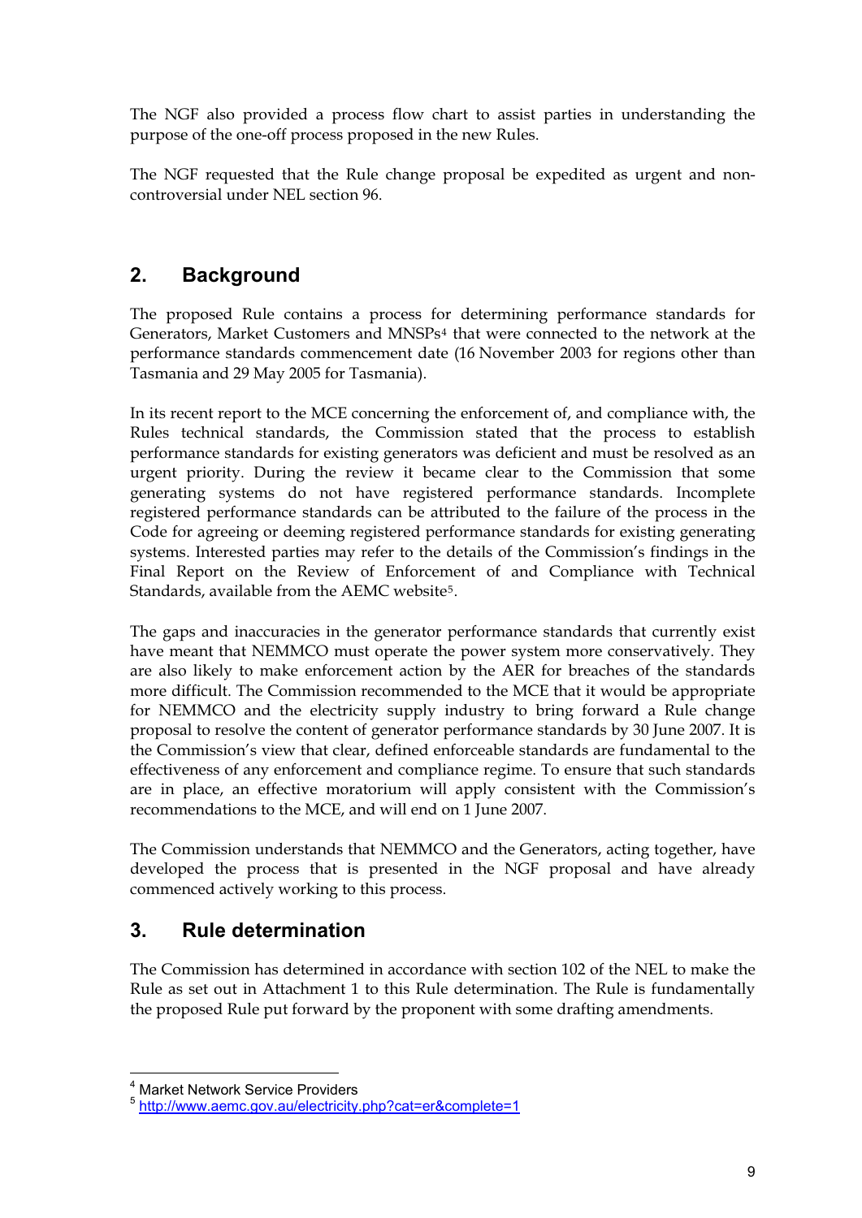The NGF also provided a process flow chart to assist parties in understanding the purpose of the one-off process proposed in the new Rules.

The NGF requested that the Rule change proposal be expedited as urgent and non-controversial under NEL section 96.

## 2. Background

The proposed Rule contains a process for determining performance standards for Generators, Market Customers and MNSPs[4] that were connected to the network at the performance standards commencement date (16 November 2003 for regions other than Tasmania and 29 May 2005 for Tasmania).

In its recent report to the MCE concerning the enforcement of, and compliance with, the Rules technical standards, the Commission stated that the process to establish performance standards for existing generators was deficient and must be resolved as an urgent priority. During the review it became clear to the Commission that some generating systems do not have registered performance standards. Incomplete registered performance standards can be attributed to the failure of the process in the Code for agreeing or deeming registered performance standards for existing generating systems. Interested parties may refer to the details of the Commission's findings in the Final Report on the Review of Enforcement of and Compliance with Technical Standards, available from the AEMC website[5].

The gaps and inaccuracies in the generator performance standards that currently exist have meant that NEMMCO must operate the power system more conservatively. They are also likely to make enforcement action by the AER for breaches of the standards more difficult. The Commission recommended to the MCE that it would be appropriate for NEMMCO and the electricity supply industry to bring forward a Rule change proposal to resolve the content of generator performance standards by 30 June 2007. It is the Commission's view that clear, defined enforceable standards are fundamental to the effectiveness of any enforcement and compliance regime. To ensure that such standards are in place, an effective moratorium will apply consistent with the Commission's recommendations to the MCE, and will end on 1 June 2007.

The Commission understands that NEMMCO and the Generators, acting together, have developed the process that is presented in the NGF proposal and have already commenced actively working to this process.

## 3. Rule determination

The Commission has determined in accordance with section 102 of the NEL to make the Rule as set out in Attachment 1 to this Rule determination. The Rule is fundamentally the proposed Rule put forward by the proponent with some drafting amendments.

---

[4] Market Network Service Providers

[5] http://www.aemc.gov.au/electricity.php?cat=er&complete=1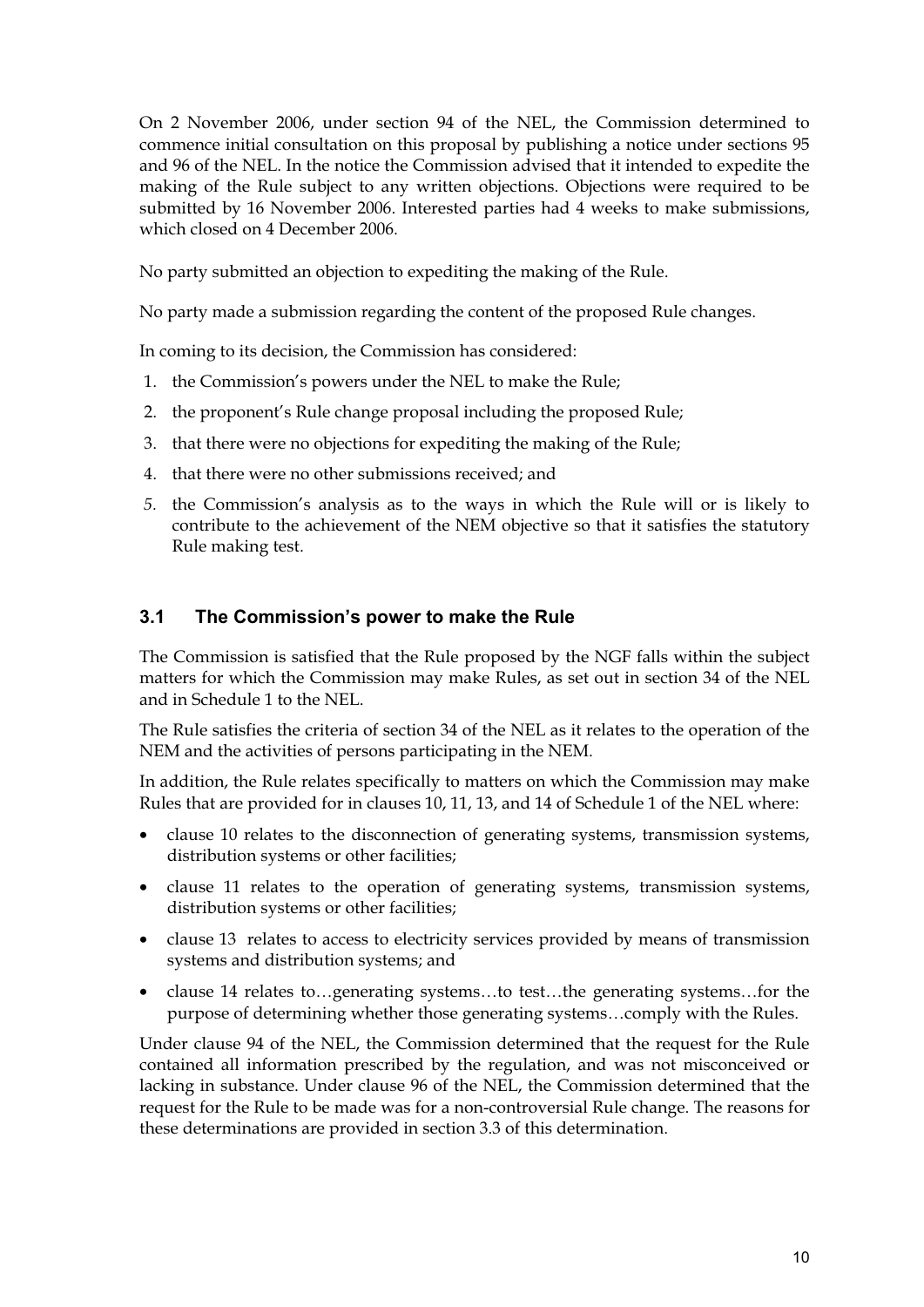On 2 November 2006, under section 94 of the NEL, the Commission determined to commence initial consultation on this proposal by publishing a notice under sections 95 and 96 of the NEL. In the notice the Commission advised that it intended to expedite the making of the Rule subject to any written objections. Objections were required to be submitted by 16 November 2006. Interested parties had 4 weeks to make submissions, which closed on 4 December 2006.

No party submitted an objection to expediting the making of the Rule.

No party made a submission regarding the content of the proposed Rule changes.

In coming to its decision, the Commission has considered:

1. the Commission's powers under the NEL to make the Rule;
2. the proponent's Rule change proposal including the proposed Rule;
3. that there were no objections for expediting the making of the Rule;
4. that there were no other submissions received; and
5. the Commission's analysis as to the ways in which the Rule will or is likely to contribute to the achievement of the NEM objective so that it satisfies the statutory Rule making test.

## 3.1 The Commission's power to make the Rule

The Commission is satisfied that the Rule proposed by the NGF falls within the subject matters for which the Commission may make Rules, as set out in section 34 of the NEL and in Schedule 1 to the NEL.

The Rule satisfies the criteria of section 34 of the NEL as it relates to the operation of the NEM and the activities of persons participating in the NEM.

In addition, the Rule relates specifically to matters on which the Commission may make Rules that are provided for in clauses 10, 11, 13, and 14 of Schedule 1 of the NEL where:

- clause 10 relates to the disconnection of generating systems, transmission systems, distribution systems or other facilities;
- clause 11 relates to the operation of generating systems, transmission systems, distribution systems or other facilities;
- clause 13 relates to access to electricity services provided by means of transmission systems and distribution systems; and
- clause 14 relates to…generating systems…to test…the generating systems…for the purpose of determining whether those generating systems…comply with the Rules.

Under clause 94 of the NEL, the Commission determined that the request for the Rule contained all information prescribed by the regulation, and was not misconceived or lacking in substance. Under clause 96 of the NEL, the Commission determined that the request for the Rule to be made was for a non-controversial Rule change. The reasons for these determinations are provided in section 3.3 of this determination.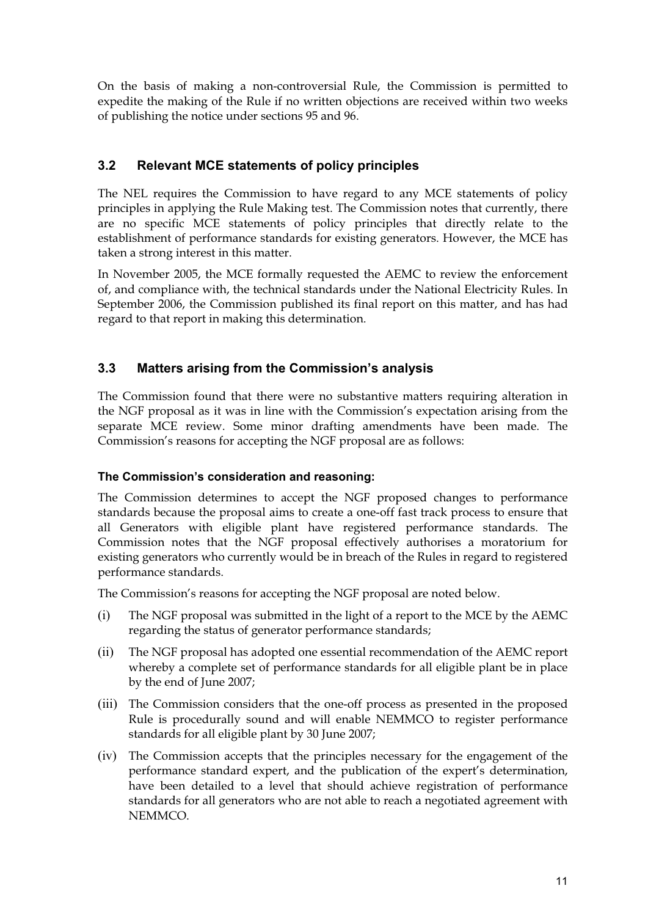On the basis of making a non-controversial Rule, the Commission is permitted to expedite the making of the Rule if no written objections are received within two weeks of publishing the notice under sections 95 and 96.

### 3.2 Relevant MCE statements of policy principles

The NEL requires the Commission to have regard to any MCE statements of policy principles in applying the Rule Making test. The Commission notes that currently, there are no specific MCE statements of policy principles that directly relate to the establishment of performance standards for existing generators. However, the MCE has taken a strong interest in this matter.

In November 2005, the MCE formally requested the AEMC to review the enforcement of, and compliance with, the technical standards under the National Electricity Rules. In September 2006, the Commission published its final report on this matter, and has had regard to that report in making this determination.

### 3.3 Matters arising from the Commission's analysis

The Commission found that there were no substantive matters requiring alteration in the NGF proposal as it was in line with the Commission's expectation arising from the separate MCE review. Some minor drafting amendments have been made. The Commission's reasons for accepting the NGF proposal are as follows:

**The Commission's consideration and reasoning:**

The Commission determines to accept the NGF proposed changes to performance standards because the proposal aims to create a one-off fast track process to ensure that all Generators with eligible plant have registered performance standards. The Commission notes that the NGF proposal effectively authorises a moratorium for existing generators who currently would be in breach of the Rules in regard to registered performance standards.

The Commission's reasons for accepting the NGF proposal are noted below.

(i) The NGF proposal was submitted in the light of a report to the MCE by the AEMC regarding the status of generator performance standards;

(ii) The NGF proposal has adopted one essential recommendation of the AEMC report whereby a complete set of performance standards for all eligible plant be in place by the end of June 2007;

(iii) The Commission considers that the one-off process as presented in the proposed Rule is procedurally sound and will enable NEMMCO to register performance standards for all eligible plant by 30 June 2007;

(iv) The Commission accepts that the principles necessary for the engagement of the performance standard expert, and the publication of the expert's determination, have been detailed to a level that should achieve registration of performance standards for all generators who are not able to reach a negotiated agreement with NEMMCO.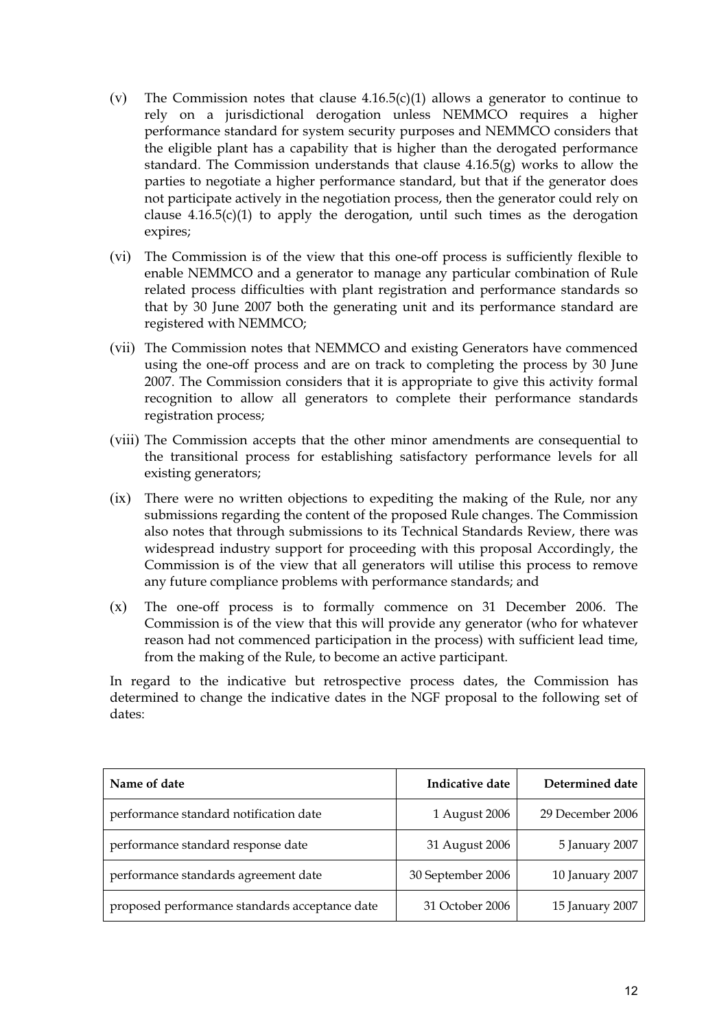(v) The Commission notes that clause 4.16.5(c)(1) allows a generator to continue to rely on a jurisdictional derogation unless NEMMCO requires a higher performance standard for system security purposes and NEMMCO considers that the eligible plant has a capability that is higher than the derogated performance standard. The Commission understands that clause 4.16.5(g) works to allow the parties to negotiate a higher performance standard, but that if the generator does not participate actively in the negotiation process, then the generator could rely on clause 4.16.5(c)(1) to apply the derogation, until such times as the derogation expires;

(vi) The Commission is of the view that this one-off process is sufficiently flexible to enable NEMMCO and a generator to manage any particular combination of Rule related process difficulties with plant registration and performance standards so that by 30 June 2007 both the generating unit and its performance standard are registered with NEMMCO;

(vii) The Commission notes that NEMMCO and existing Generators have commenced using the one-off process and are on track to completing the process by 30 June 2007. The Commission considers that it is appropriate to give this activity formal recognition to allow all generators to complete their performance standards registration process;

(viii) The Commission accepts that the other minor amendments are consequential to the transitional process for establishing satisfactory performance levels for all existing generators;

(ix) There were no written objections to expediting the making of the Rule, nor any submissions regarding the content of the proposed Rule changes. The Commission also notes that through submissions to its Technical Standards Review, there was widespread industry support for proceeding with this proposal Accordingly, the Commission is of the view that all generators will utilise this process to remove any future compliance problems with performance standards; and

(x) The one-off process is to formally commence on 31 December 2006. The Commission is of the view that this will provide any generator (who for whatever reason had not commenced participation in the process) with sufficient lead time, from the making of the Rule, to become an active participant.

In regard to the indicative but retrospective process dates, the Commission has determined to change the indicative dates in the NGF proposal to the following set of dates:

| Name of date | Indicative date | Determined date |
|---|---|---|
| performance standard notification date | 1 August 2006 | 29 December 2006 |
| performance standard response date | 31 August 2006 | 5 January 2007 |
| performance standards agreement date | 30 September 2006 | 10 January 2007 |
| proposed performance standards acceptance date | 31 October 2006 | 15 January 2007 |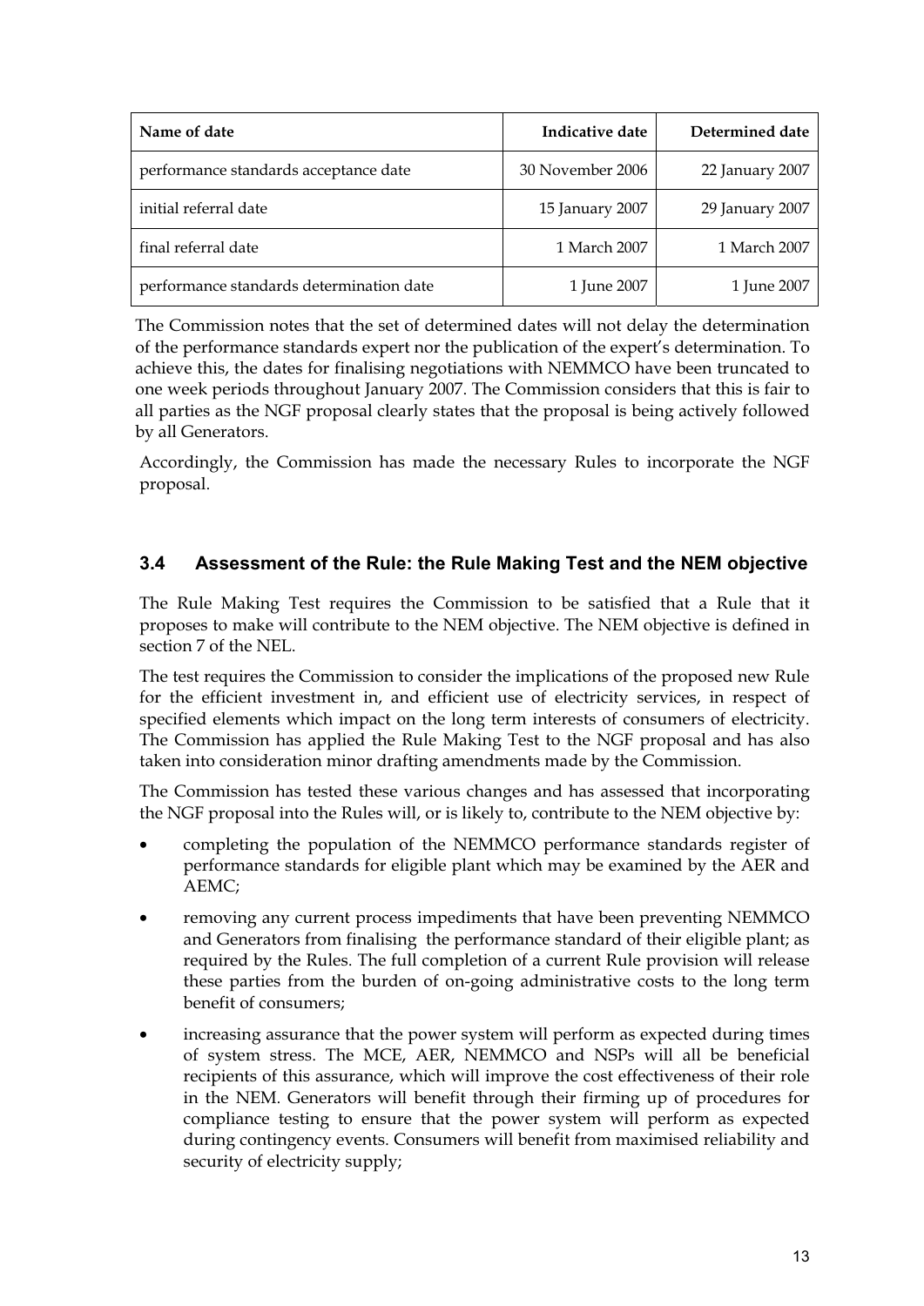| Name of date | Indicative date | Determined date |
|---|---|---|
| performance standards acceptance date | 30 November 2006 | 22 January 2007 |
| initial referral date | 15 January 2007 | 29 January 2007 |
| final referral date | 1 March 2007 | 1 March 2007 |
| performance standards determination date | 1 June 2007 | 1 June 2007 |

The Commission notes that the set of determined dates will not delay the determination of the performance standards expert nor the publication of the expert's determination. To achieve this, the dates for finalising negotiations with NEMMCO have been truncated to one week periods throughout January 2007. The Commission considers that this is fair to all parties as the NGF proposal clearly states that the proposal is being actively followed by all Generators.

Accordingly, the Commission has made the necessary Rules to incorporate the NGF proposal.

### 3.4 Assessment of the Rule: the Rule Making Test and the NEM objective

The Rule Making Test requires the Commission to be satisfied that a Rule that it proposes to make will contribute to the NEM objective. The NEM objective is defined in section 7 of the NEL.

The test requires the Commission to consider the implications of the proposed new Rule for the efficient investment in, and efficient use of electricity services, in respect of specified elements which impact on the long term interests of consumers of electricity. The Commission has applied the Rule Making Test to the NGF proposal and has also taken into consideration minor drafting amendments made by the Commission.

The Commission has tested these various changes and has assessed that incorporating the NGF proposal into the Rules will, or is likely to, contribute to the NEM objective by:

- completing the population of the NEMMCO performance standards register of performance standards for eligible plant which may be examined by the AER and AEMC;
- removing any current process impediments that have been preventing NEMMCO and Generators from finalising the performance standard of their eligible plant; as required by the Rules. The full completion of a current Rule provision will release these parties from the burden of on-going administrative costs to the long term benefit of consumers;
- increasing assurance that the power system will perform as expected during times of system stress. The MCE, AER, NEMMCO and NSPs will all be beneficial recipients of this assurance, which will improve the cost effectiveness of their role in the NEM. Generators will benefit through their firming up of procedures for compliance testing to ensure that the power system will perform as expected during contingency events. Consumers will benefit from maximised reliability and security of electricity supply;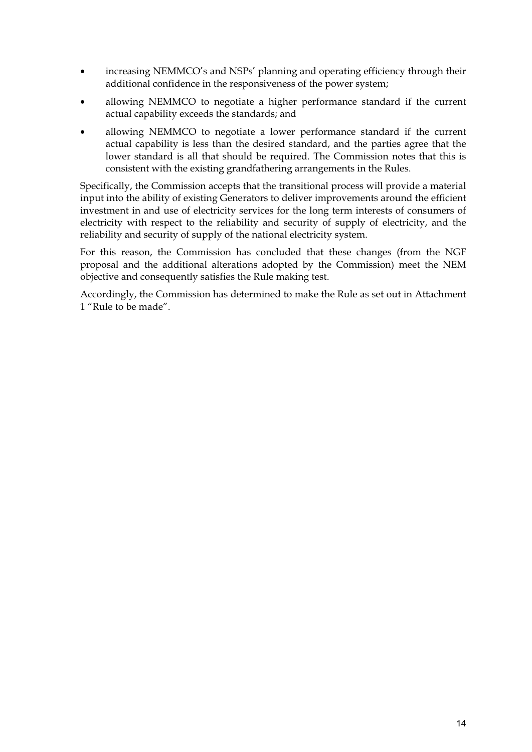- increasing NEMMCO's and NSPs' planning and operating efficiency through their additional confidence in the responsiveness of the power system;
- allowing NEMMCO to negotiate a higher performance standard if the current actual capability exceeds the standards; and
- allowing NEMMCO to negotiate a lower performance standard if the current actual capability is less than the desired standard, and the parties agree that the lower standard is all that should be required. The Commission notes that this is consistent with the existing grandfathering arrangements in the Rules.

Specifically, the Commission accepts that the transitional process will provide a material input into the ability of existing Generators to deliver improvements around the efficient investment in and use of electricity services for the long term interests of consumers of electricity with respect to the reliability and security of supply of electricity, and the reliability and security of supply of the national electricity system.

For this reason, the Commission has concluded that these changes (from the NGF proposal and the additional alterations adopted by the Commission) meet the NEM objective and consequently satisfies the Rule making test.

Accordingly, the Commission has determined to make the Rule as set out in Attachment 1 "Rule to be made".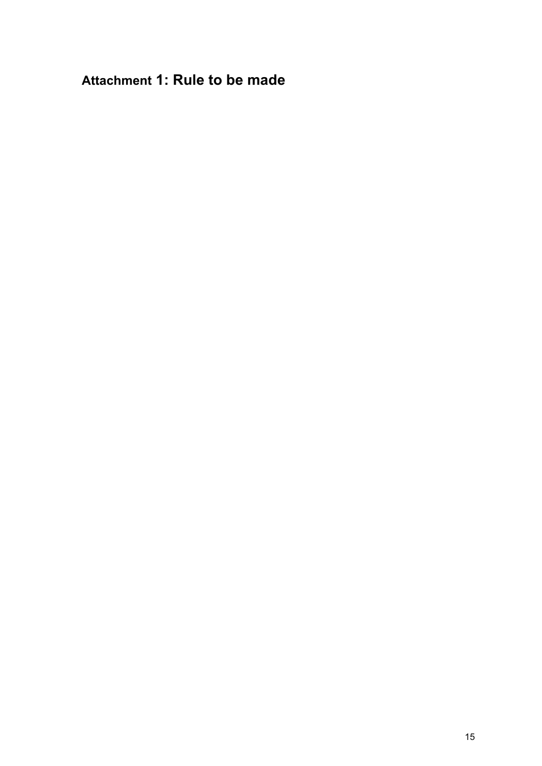## Attachment 1: Rule to be made